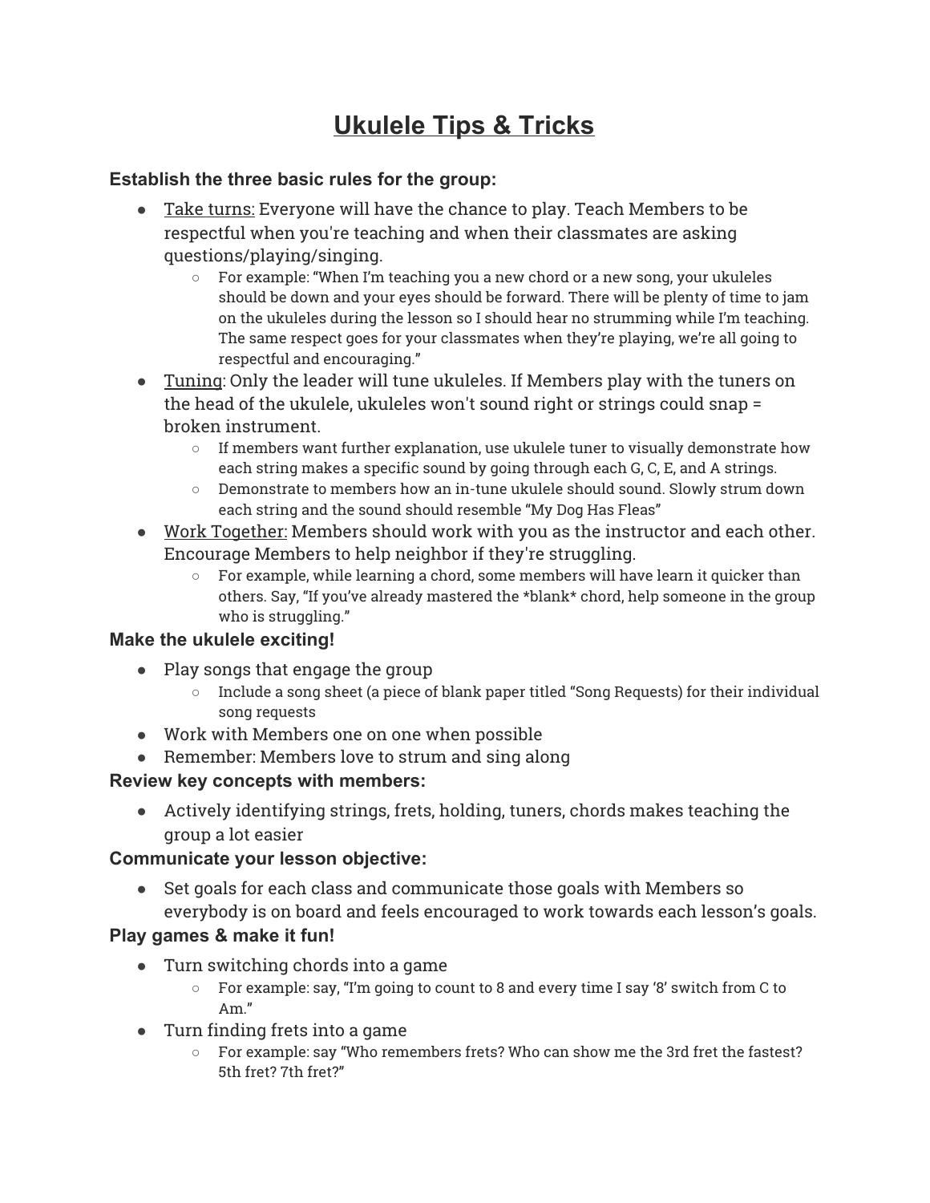# Ukulele Tips & Tricks

**Establish the three basic rules for the group:**

- Take turns: Everyone will have the chance to play. Teach Members to be respectful when you're teaching and when their classmates are asking questions/playing/singing.
    - For example: "When I'm teaching you a new chord or a new song, your ukuleles should be down and your eyes should be forward. There will be plenty of time to jam on the ukuleles during the lesson so I should hear no strumming while I'm teaching. The same respect goes for your classmates when they're playing, we're all going to respectful and encouraging."
- Tuning: Only the leader will tune ukuleles. If Members play with the tuners on the head of the ukulele, ukuleles won't sound right or strings could snap = broken instrument.
    - If members want further explanation, use ukulele tuner to visually demonstrate how each string makes a specific sound by going through each G, C, E, and A strings.
    - Demonstrate to members how an in-tune ukulele should sound. Slowly strum down each string and the sound should resemble "My Dog Has Fleas"
- Work Together: Members should work with you as the instructor and each other. Encourage Members to help neighbor if they're struggling.
    - For example, while learning a chord, some members will have learn it quicker than others. Say, "If you've already mastered the *blank* chord, help someone in the group who is struggling."

**Make the ukulele exciting!**

- Play songs that engage the group
    - Include a song sheet (a piece of blank paper titled "Song Requests) for their individual song requests
- Work with Members one on one when possible
- Remember: Members love to strum and sing along

**Review key concepts with members:**

- Actively identifying strings, frets, holding, tuners, chords makes teaching the group a lot easier

**Communicate your lesson objective:**

- Set goals for each class and communicate those goals with Members so everybody is on board and feels encouraged to work towards each lesson's goals.

**Play games & make it fun!**

- Turn switching chords into a game
    - For example: say, "I'm going to count to 8 and every time I say '8' switch from C to Am."
- Turn finding frets into a game
    - For example: say "Who remembers frets? Who can show me the 3rd fret the fastest? 5th fret? 7th fret?"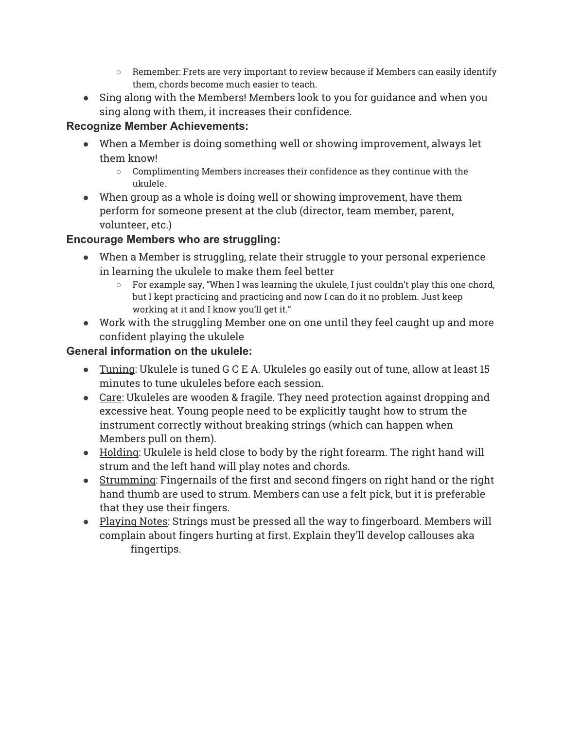- Remember: Frets are very important to review because if Members can easily identify them, chords become much easier to teach.
- Sing along with the Members! Members look to you for guidance and when you sing along with them, it increases their confidence.

**Recognize Member Achievements:**

- When a Member is doing something well or showing improvement, always let them know!
    - Complimenting Members increases their confidence as they continue with the ukulele.
- When group as a whole is doing well or showing improvement, have them perform for someone present at the club (director, team member, parent, volunteer, etc.)

**Encourage Members who are struggling:**

- When a Member is struggling, relate their struggle to your personal experience in learning the ukulele to make them feel better
    - For example say, "When I was learning the ukulele, I just couldn't play this one chord, but I kept practicing and practicing and now I can do it no problem. Just keep working at it and I know you'll get it."
- Work with the struggling Member one on one until they feel caught up and more confident playing the ukulele

**General information on the ukulele:**

- Tuning: Ukulele is tuned G C E A. Ukuleles go easily out of tune, allow at least 15 minutes to tune ukuleles before each session.
- Care: Ukuleles are wooden & fragile. They need protection against dropping and excessive heat. Young people need to be explicitly taught how to strum the instrument correctly without breaking strings (which can happen when Members pull on them).
- Holding: Ukulele is held close to body by the right forearm. The right hand will strum and the left hand will play notes and chords.
- Strumming: Fingernails of the first and second fingers on right hand or the right hand thumb are used to strum. Members can use a felt pick, but it is preferable that they use their fingers.
- Playing Notes: Strings must be pressed all the way to fingerboard. Members will complain about fingers hurting at first. Explain they'll develop callouses aka fingertips.